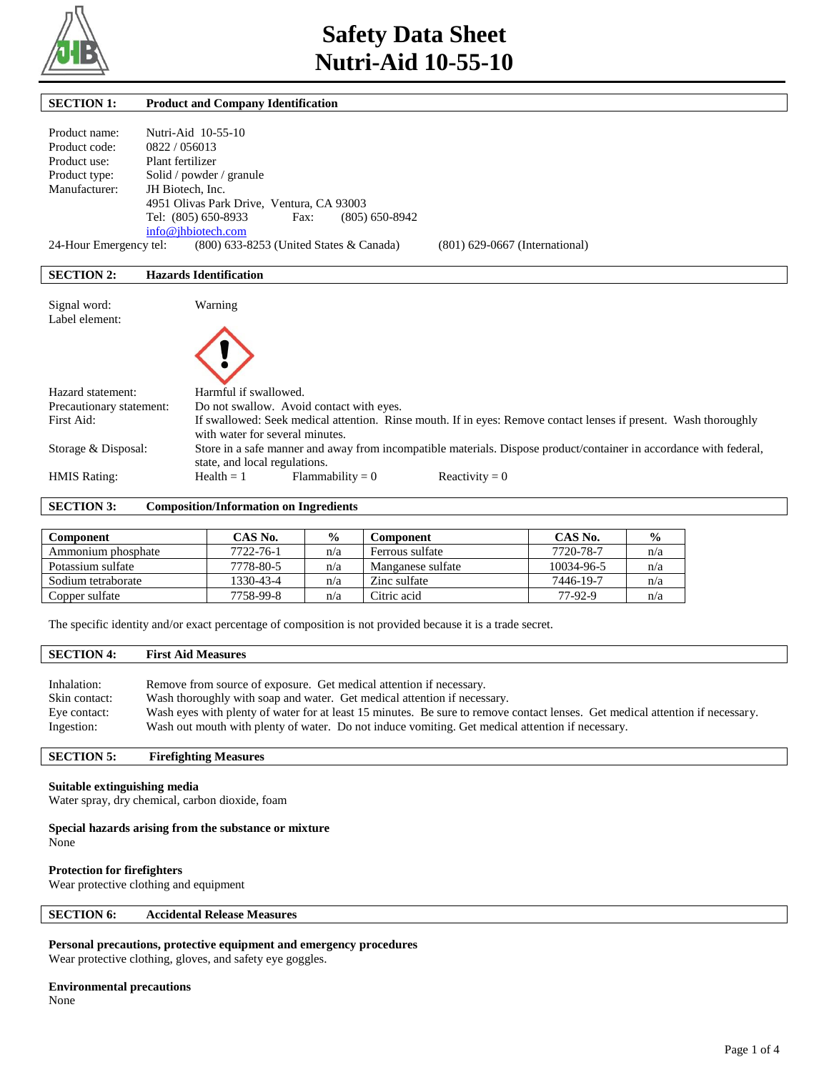# Safety Data Sheet
# Nutri-Aid 10-55-10

## SECTION 1: Product and Company Identification

Product name: Nutri-Aid 10-55-10
Product code: 0822 / 056013
Product use: Plant fertilizer
Product type: Solid / powder / granule
Manufacturer: JH Biotech, Inc.
4951 Olivas Park Drive, Ventura, CA 93003
Tel: (805) 650-8933 Fax: (805) 650-8942
info@jhbiotech.com
24-Hour Emergency tel: (800) 633-8253 (United States & Canada) (801) 629-0667 (International)

## SECTION 2: Hazards Identification

Signal word: Warning
Label element:

Hazard statement: Harmful if swallowed.
Precautionary statement: Do not swallow. Avoid contact with eyes.
First Aid: If swallowed: Seek medical attention. Rinse mouth. If in eyes: Remove contact lenses if present. Wash thoroughly with water for several minutes.
Storage & Disposal: Store in a safe manner and away from incompatible materials. Dispose product/container in accordance with federal, state, and local regulations.
HMIS Rating: Health = 1 Flammability = 0 Reactivity = 0

## SECTION 3: Composition/Information on Ingredients

| Component | CAS No. | % | Component | CAS No. | % |
|---|---|---|---|---|---|
| Ammonium phosphate | 7722-76-1 | n/a | Ferrous sulfate | 7720-78-7 | n/a |
| Potassium sulfate | 7778-80-5 | n/a | Manganese sulfate | 10034-96-5 | n/a |
| Sodium tetraborate | 1330-43-4 | n/a | Zinc sulfate | 7446-19-7 | n/a |
| Copper sulfate | 7758-99-8 | n/a | Citric acid | 77-92-9 | n/a |

The specific identity and/or exact percentage of composition is not provided because it is a trade secret.

## SECTION 4: First Aid Measures

Inhalation: Remove from source of exposure. Get medical attention if necessary.
Skin contact: Wash thoroughly with soap and water. Get medical attention if necessary.
Eye contact: Wash eyes with plenty of water for at least 15 minutes. Be sure to remove contact lenses. Get medical attention if necessary.
Ingestion: Wash out mouth with plenty of water. Do not induce vomiting. Get medical attention if necessary.

## SECTION 5: Firefighting Measures

**Suitable extinguishing media**
Water spray, dry chemical, carbon dioxide, foam

**Special hazards arising from the substance or mixture**
None

**Protection for firefighters**
Wear protective clothing and equipment

## SECTION 6: Accidental Release Measures

**Personal precautions, protective equipment and emergency procedures**
Wear protective clothing, gloves, and safety eye goggles.

**Environmental precautions**
None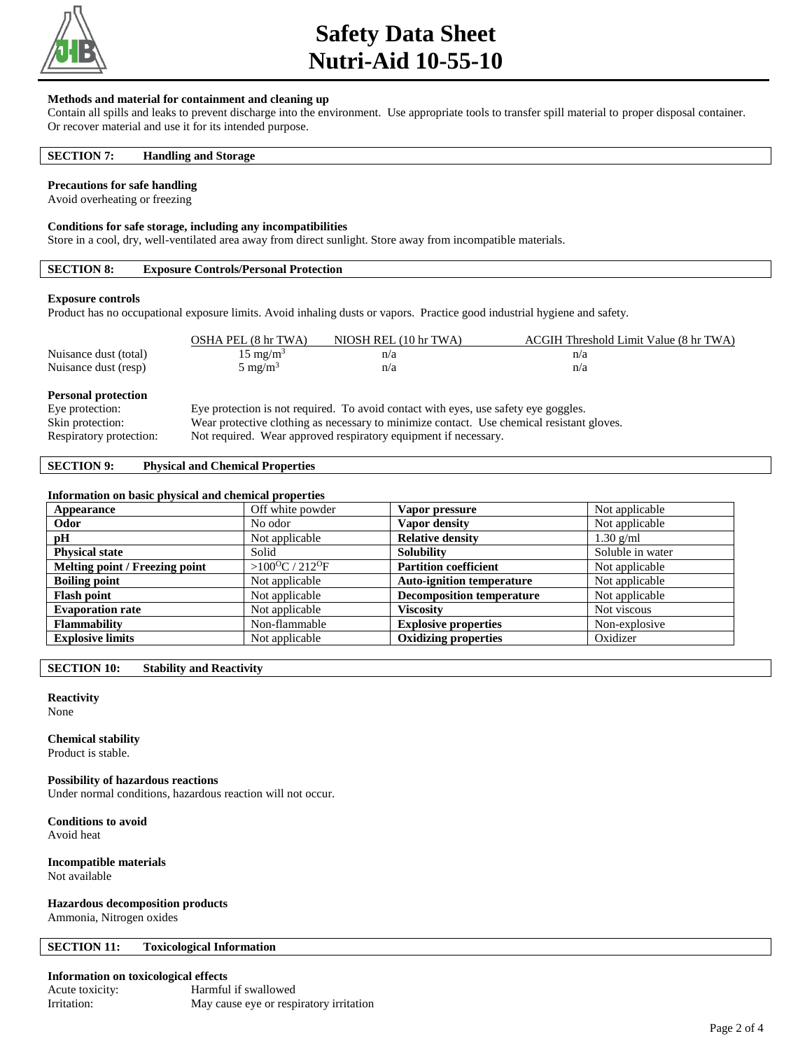#### Methods and material for containment and cleaning up

Contain all spills and leaks to prevent discharge into the environment. Use appropriate tools to transfer spill material to proper disposal container. Or recover material and use it for its intended purpose.

## SECTION 7: Handling and Storage

#### Precautions for safe handling

Avoid overheating or freezing

#### Conditions for safe storage, including any incompatibilities

Store in a cool, dry, well-ventilated area away from direct sunlight. Store away from incompatible materials.

## SECTION 8: Exposure Controls/Personal Protection

#### Exposure controls

Product has no occupational exposure limits. Avoid inhaling dusts or vapors. Practice good industrial hygiene and safety.

| | OSHA PEL (8 hr TWA) | NIOSH REL (10 hr TWA) | ACGIH Threshold Limit Value (8 hr TWA) |
|---|---|---|---|
| Nuisance dust (total) | 15 mg/m$^3$ | n/a | n/a |
| Nuisance dust (resp) | 5 mg/m$^3$ | n/a | n/a |

#### Personal protection

| | |
|---|---|
| Eye protection: | Eye protection is not required. To avoid contact with eyes, use safety eye goggles. |
| Skin protection: | Wear protective clothing as necessary to minimize contact. Use chemical resistant gloves. |
| Respiratory protection: | Not required. Wear approved respiratory equipment if necessary. |

## SECTION 9: Physical and Chemical Properties

#### Information on basic physical and chemical properties

| | | | |
|---|---|---|---|
| **Appearance** | Off white powder | **Vapor pressure** | Not applicable |
| **Odor** | No odor | **Vapor density** | Not applicable |
| **pH** | Not applicable | **Relative density** | 1.30 g/ml |
| **Physical state** | Solid | **Solubility** | Soluble in water |
| **Melting point / Freezing point** | >100$^O$C / 212$^O$F | **Partition coefficient** | Not applicable |
| **Boiling point** | Not applicable | **Auto-ignition temperature** | Not applicable |
| **Flash point** | Not applicable | **Decomposition temperature** | Not applicable |
| **Evaporation rate** | Not applicable | **Viscosity** | Not viscous |
| **Flammability** | Non-flammable | **Explosive properties** | Non-explosive |
| **Explosive limits** | Not applicable | **Oxidizing properties** | Oxidizer |

## SECTION 10: Stability and Reactivity

#### Reactivity

None

#### Chemical stability

Product is stable.

#### Possibility of hazardous reactions

Under normal conditions, hazardous reaction will not occur.

#### Conditions to avoid

Avoid heat

#### Incompatible materials

Not available

#### Hazardous decomposition products

Ammonia, Nitrogen oxides

## SECTION 11: Toxicological Information

#### Information on toxicological effects

| | |
|---|---|
| Acute toxicity: | Harmful if swallowed |
| Irritation: | May cause eye or respiratory irritation |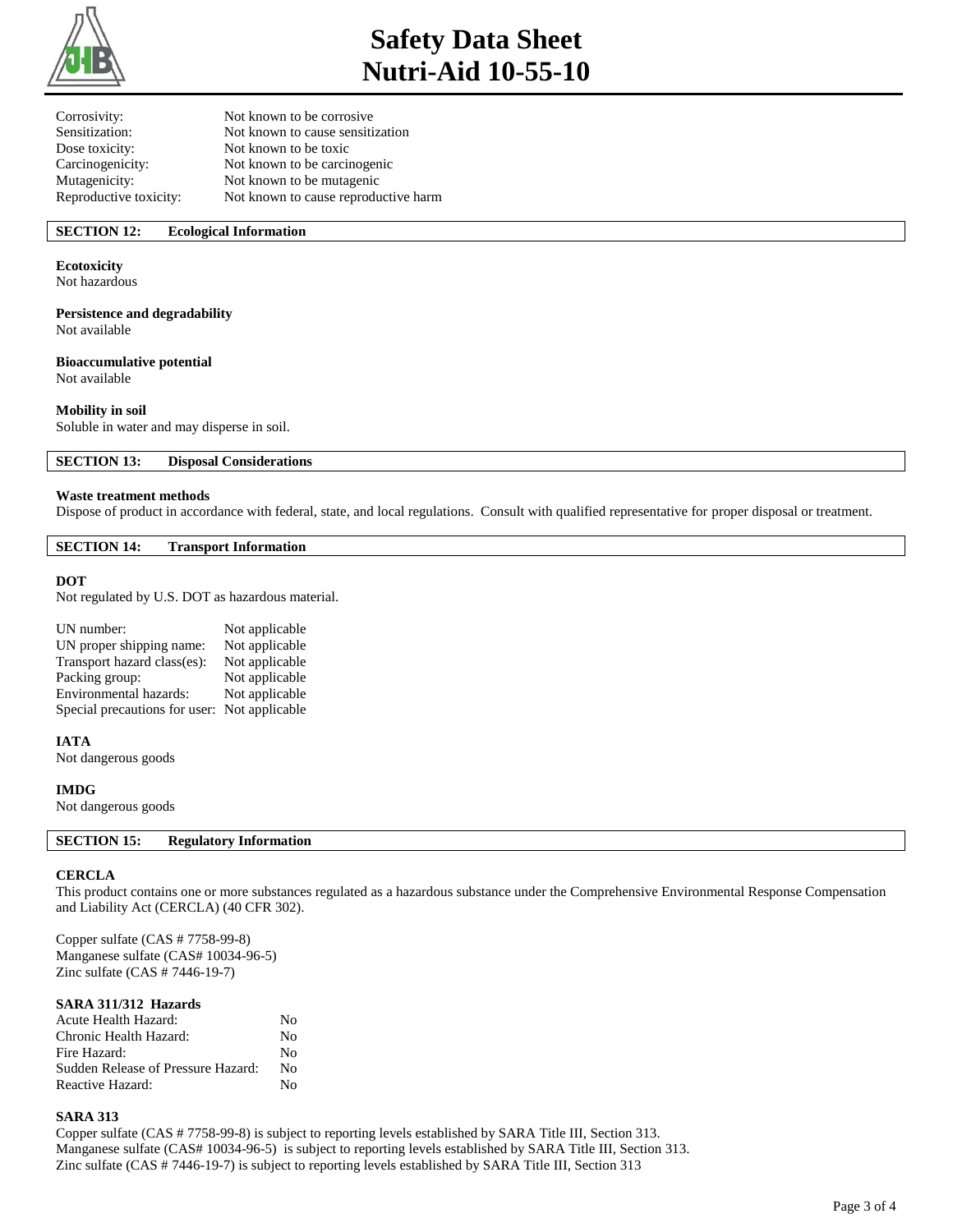| | |
|---|---|
| Corrosivity: | Not known to be corrosive |
| Sensitization: | Not known to cause sensitization |
| Dose toxicity: | Not known to be toxic |
| Carcinogenicity: | Not known to be carcinogenic |
| Mutagenicity: | Not known to be mutagenic |
| Reproductive toxicity: | Not known to cause reproductive harm |

## SECTION 12: Ecological Information

**Ecotoxicity**
Not hazardous

**Persistence and degradability**
Not available

**Bioaccumulative potential**
Not available

**Mobility in soil**
Soluble in water and may disperse in soil.

## SECTION 13: Disposal Considerations

**Waste treatment methods**
Dispose of product in accordance with federal, state, and local regulations. Consult with qualified representative for proper disposal or treatment.

## SECTION 14: Transport Information

**DOT**
Not regulated by U.S. DOT as hazardous material.

| | |
|---|---|
| UN number: | Not applicable |
| UN proper shipping name: | Not applicable |
| Transport hazard class(es): | Not applicable |
| Packing group: | Not applicable |
| Environmental hazards: | Not applicable |
| Special precautions for user: | Not applicable |

**IATA**
Not dangerous goods

**IMDG**
Not dangerous goods

## SECTION 15: Regulatory Information

**CERCLA**
This product contains one or more substances regulated as a hazardous substance under the Comprehensive Environmental Response Compensation and Liability Act (CERCLA) (40 CFR 302).

Copper sulfate (CAS # 7758-99-8)
Manganese sulfate (CAS# 10034-96-5)
Zinc sulfate (CAS # 7446-19-7)

**SARA 311/312 Hazards**

| | |
|---|---|
| Acute Health Hazard: | No |
| Chronic Health Hazard: | No |
| Fire Hazard: | No |
| Sudden Release of Pressure Hazard: | No |
| Reactive Hazard: | No |

**SARA 313**
Copper sulfate (CAS # 7758-99-8) is subject to reporting levels established by SARA Title III, Section 313.
Manganese sulfate (CAS# 10034-96-5) is subject to reporting levels established by SARA Title III, Section 313.
Zinc sulfate (CAS # 7446-19-7) is subject to reporting levels established by SARA Title III, Section 313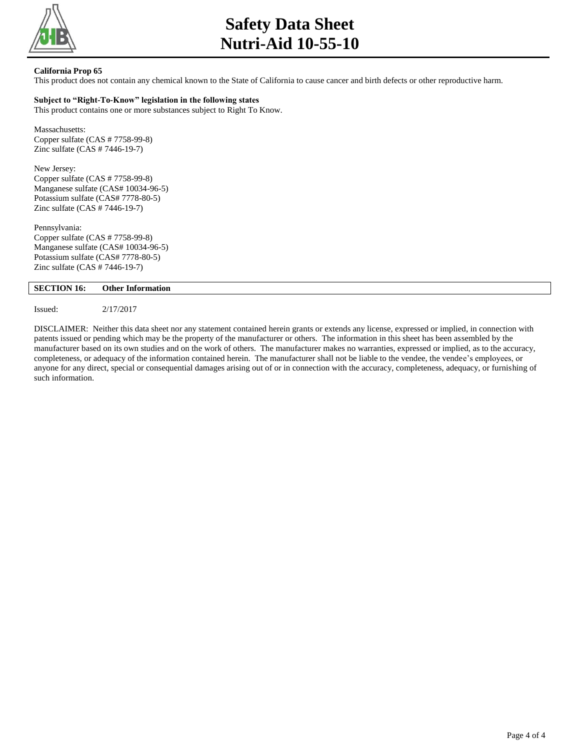**California Prop 65**

This product does not contain any chemical known to the State of California to cause cancer and birth defects or other reproductive harm.

**Subject to "Right-To-Know" legislation in the following states**

This product contains one or more substances subject to Right To Know.

Massachusetts:
Copper sulfate (CAS # 7758-99-8)
Zinc sulfate (CAS # 7446-19-7)

New Jersey:
Copper sulfate (CAS # 7758-99-8)
Manganese sulfate (CAS# 10034-96-5)
Potassium sulfate (CAS# 7778-80-5)
Zinc sulfate (CAS # 7446-19-7)

Pennsylvania:
Copper sulfate (CAS # 7758-99-8)
Manganese sulfate (CAS# 10034-96-5)
Potassium sulfate (CAS# 7778-80-5)
Zinc sulfate (CAS # 7446-19-7)

## SECTION 16: Other Information

Issued: 2/17/2017

DISCLAIMER: Neither this data sheet nor any statement contained herein grants or extends any license, expressed or implied, in connection with patents issued or pending which may be the property of the manufacturer or others. The information in this sheet has been assembled by the manufacturer based on its own studies and on the work of others. The manufacturer makes no warranties, expressed or implied, as to the accuracy, completeness, or adequacy of the information contained herein. The manufacturer shall not be liable to the vendee, the vendee's employees, or anyone for any direct, special or consequential damages arising out of or in connection with the accuracy, completeness, adequacy, or furnishing of such information.